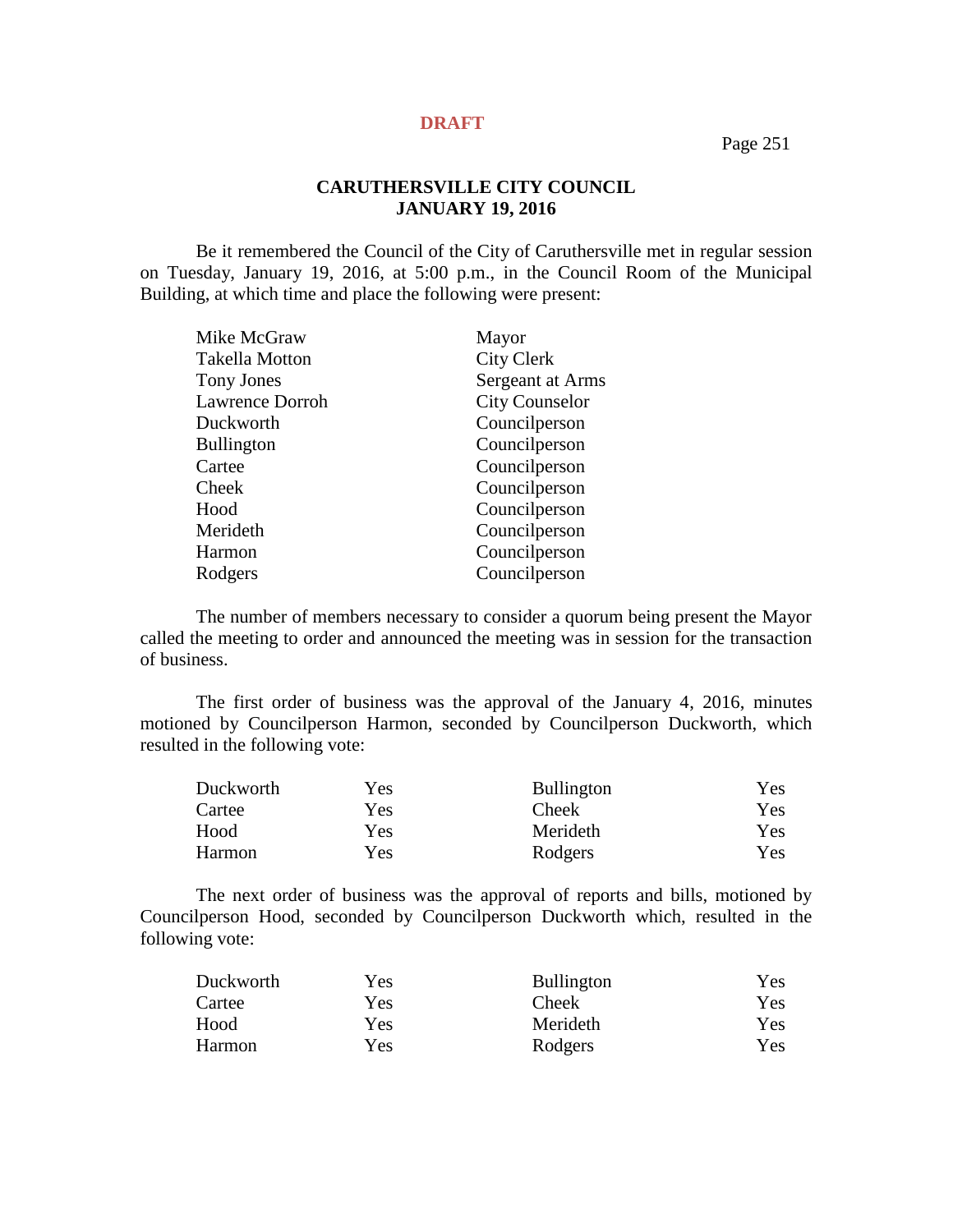**DRAFT**

# CARUTHERSVILLE CITY COUNCIL
## JANUARY 19, 2016

Be it remembered the Council of the City of Caruthersville met in regular session on Tuesday, January 19, 2016, at 5:00 p.m., in the Council Room of the Municipal Building, at which time and place the following were present:

| | |
|---|---|
| Mike McGraw | Mayor |
| Takella Motton | City Clerk |
| Tony Jones | Sergeant at Arms |
| Lawrence Dorroh | City Counselor |
| Duckworth | Councilperson |
| Bullington | Councilperson |
| Cartee | Councilperson |
| Cheek | Councilperson |
| Hood | Councilperson |
| Merideth | Councilperson |
| Harmon | Councilperson |
| Rodgers | Councilperson |

The number of members necessary to consider a quorum being present the Mayor called the meeting to order and announced the meeting was in session for the transaction of business.

The first order of business was the approval of the January 4, 2016, minutes motioned by Councilperson Harmon, seconded by Councilperson Duckworth, which resulted in the following vote:

| | | | |
|---|---|---|---|
| Duckworth | Yes | Bullington | Yes |
| Cartee | Yes | Cheek | Yes |
| Hood | Yes | Merideth | Yes |
| Harmon | Yes | Rodgers | Yes |

The next order of business was the approval of reports and bills, motioned by Councilperson Hood, seconded by Councilperson Duckworth which, resulted in the following vote:

| | | | |
|---|---|---|---|
| Duckworth | Yes | Bullington | Yes |
| Cartee | Yes | Cheek | Yes |
| Hood | Yes | Merideth | Yes |
| Harmon | Yes | Rodgers | Yes |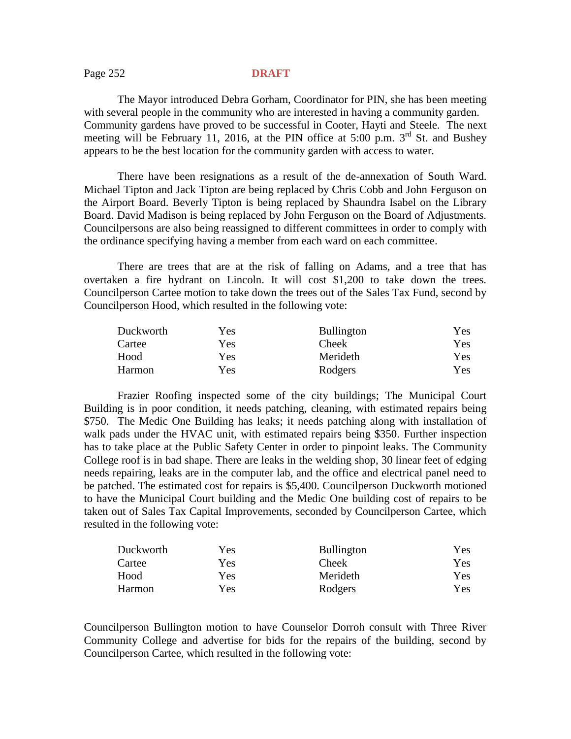**DRAFT**

The Mayor introduced Debra Gorham, Coordinator for PIN, she has been meeting with several people in the community who are interested in having a community garden. Community gardens have proved to be successful in Cooter, Hayti and Steele. The next meeting will be February 11, 2016, at the PIN office at 5:00 p.m. 3rd St. and Bushey appears to be the best location for the community garden with access to water.

There have been resignations as a result of the de-annexation of South Ward. Michael Tipton and Jack Tipton are being replaced by Chris Cobb and John Ferguson on the Airport Board. Beverly Tipton is being replaced by Shaundra Isabel on the Library Board. David Madison is being replaced by John Ferguson on the Board of Adjustments. Councilpersons are also being reassigned to different committees in order to comply with the ordinance specifying having a member from each ward on each committee.

There are trees that are at the risk of falling on Adams, and a tree that has overtaken a fire hydrant on Lincoln. It will cost $1,200 to take down the trees. Councilperson Cartee motion to take down the trees out of the Sales Tax Fund, second by Councilperson Hood, which resulted in the following vote:

| | | | |
|---|---|---|---|
| Duckworth | Yes | Bullington | Yes |
| Cartee | Yes | Cheek | Yes |
| Hood | Yes | Merideth | Yes |
| Harmon | Yes | Rodgers | Yes |

Frazier Roofing inspected some of the city buildings; The Municipal Court Building is in poor condition, it needs patching, cleaning, with estimated repairs being $750. The Medic One Building has leaks; it needs patching along with installation of walk pads under the HVAC unit, with estimated repairs being $350. Further inspection has to take place at the Public Safety Center in order to pinpoint leaks. The Community College roof is in bad shape. There are leaks in the welding shop, 30 linear feet of edging needs repairing, leaks are in the computer lab, and the office and electrical panel need to be patched. The estimated cost for repairs is $5,400. Councilperson Duckworth motioned to have the Municipal Court building and the Medic One building cost of repairs to be taken out of Sales Tax Capital Improvements, seconded by Councilperson Cartee, which resulted in the following vote:

| | | | |
|---|---|---|---|
| Duckworth | Yes | Bullington | Yes |
| Cartee | Yes | Cheek | Yes |
| Hood | Yes | Merideth | Yes |
| Harmon | Yes | Rodgers | Yes |

Councilperson Bullington motion to have Counselor Dorroh consult with Three River Community College and advertise for bids for the repairs of the building, second by Councilperson Cartee, which resulted in the following vote: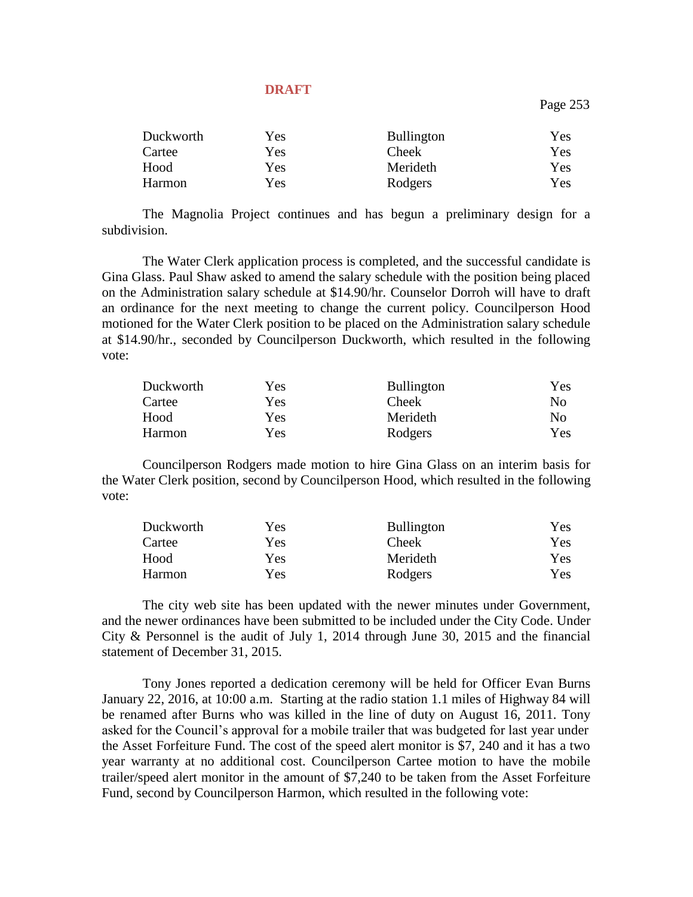**DRAFT**

| | | | |
|---|---|---|---|
| Duckworth | Yes | Bullington | Yes |
| Cartee | Yes | Cheek | Yes |
| Hood | Yes | Merideth | Yes |
| Harmon | Yes | Rodgers | Yes |

The Magnolia Project continues and has begun a preliminary design for a subdivision.

The Water Clerk application process is completed, and the successful candidate is Gina Glass. Paul Shaw asked to amend the salary schedule with the position being placed on the Administration salary schedule at $14.90/hr. Counselor Dorroh will have to draft an ordinance for the next meeting to change the current policy. Councilperson Hood motioned for the Water Clerk position to be placed on the Administration salary schedule at $14.90/hr., seconded by Councilperson Duckworth, which resulted in the following vote:

| | | | |
|---|---|---|---|
| Duckworth | Yes | Bullington | Yes |
| Cartee | Yes | Cheek | No |
| Hood | Yes | Merideth | No |
| Harmon | Yes | Rodgers | Yes |

Councilperson Rodgers made motion to hire Gina Glass on an interim basis for the Water Clerk position, second by Councilperson Hood, which resulted in the following vote:

| | | | |
|---|---|---|---|
| Duckworth | Yes | Bullington | Yes |
| Cartee | Yes | Cheek | Yes |
| Hood | Yes | Merideth | Yes |
| Harmon | Yes | Rodgers | Yes |

The city web site has been updated with the newer minutes under Government, and the newer ordinances have been submitted to be included under the City Code. Under City & Personnel is the audit of July 1, 2014 through June 30, 2015 and the financial statement of December 31, 2015.

Tony Jones reported a dedication ceremony will be held for Officer Evan Burns January 22, 2016, at 10:00 a.m. Starting at the radio station 1.1 miles of Highway 84 will be renamed after Burns who was killed in the line of duty on August 16, 2011. Tony asked for the Council's approval for a mobile trailer that was budgeted for last year under the Asset Forfeiture Fund. The cost of the speed alert monitor is $7, 240 and it has a two year warranty at no additional cost. Councilperson Cartee motion to have the mobile trailer/speed alert monitor in the amount of $7,240 to be taken from the Asset Forfeiture Fund, second by Councilperson Harmon, which resulted in the following vote: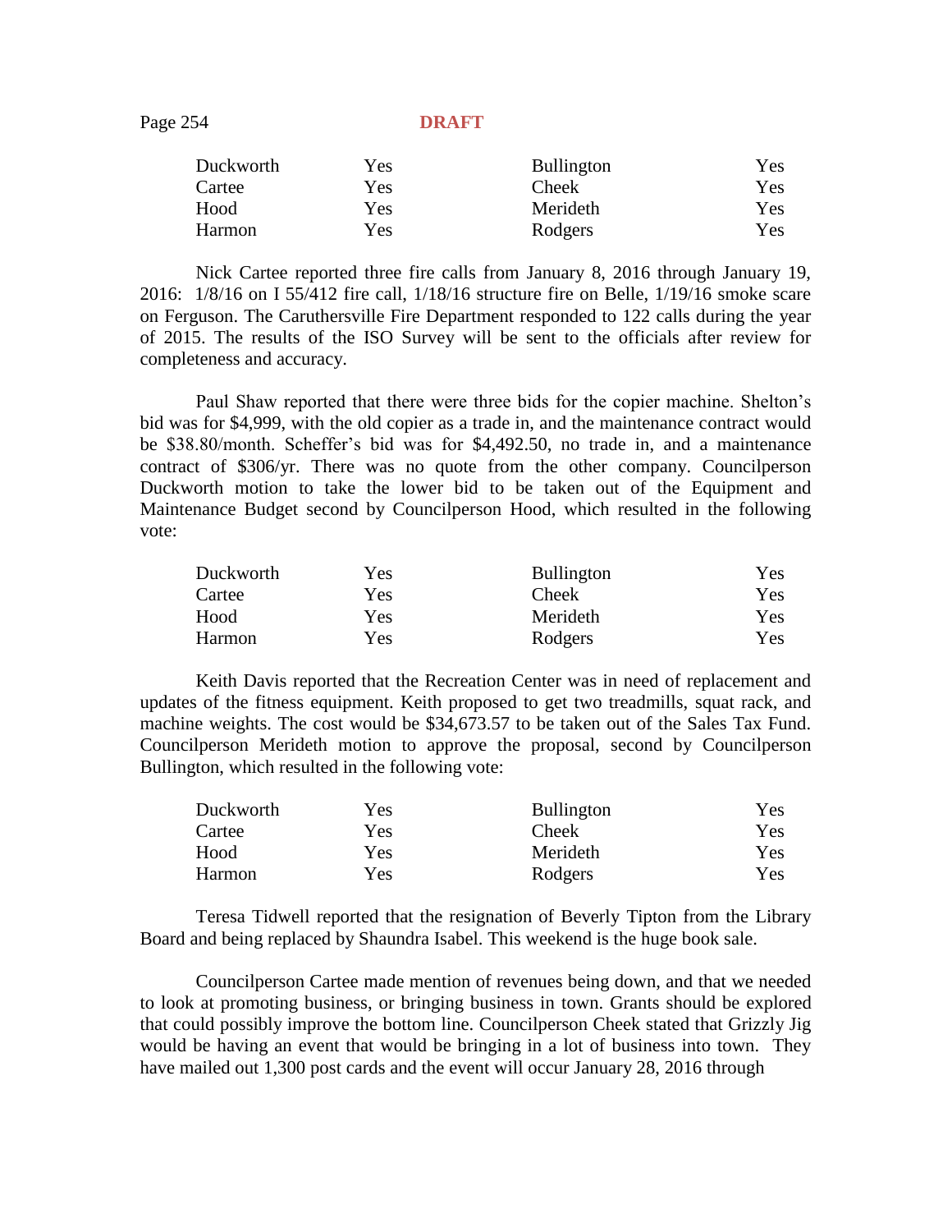**DRAFT**

| | | | |
|---|---|---|---|
| Duckworth | Yes | Bullington | Yes |
| Cartee | Yes | Cheek | Yes |
| Hood | Yes | Merideth | Yes |
| Harmon | Yes | Rodgers | Yes |

Nick Cartee reported three fire calls from January 8, 2016 through January 19, 2016: 1/8/16 on I 55/412 fire call, 1/18/16 structure fire on Belle, 1/19/16 smoke scare on Ferguson. The Caruthersville Fire Department responded to 122 calls during the year of 2015. The results of the ISO Survey will be sent to the officials after review for completeness and accuracy.

Paul Shaw reported that there were three bids for the copier machine. Shelton's bid was for $4,999, with the old copier as a trade in, and the maintenance contract would be $38.80/month. Scheffer's bid was for $4,492.50, no trade in, and a maintenance contract of $306/yr. There was no quote from the other company. Councilperson Duckworth motion to take the lower bid to be taken out of the Equipment and Maintenance Budget second by Councilperson Hood, which resulted in the following vote:

| | | | |
|---|---|---|---|
| Duckworth | Yes | Bullington | Yes |
| Cartee | Yes | Cheek | Yes |
| Hood | Yes | Merideth | Yes |
| Harmon | Yes | Rodgers | Yes |

Keith Davis reported that the Recreation Center was in need of replacement and updates of the fitness equipment. Keith proposed to get two treadmills, squat rack, and machine weights. The cost would be $34,673.57 to be taken out of the Sales Tax Fund. Councilperson Merideth motion to approve the proposal, second by Councilperson Bullington, which resulted in the following vote:

| | | | |
|---|---|---|---|
| Duckworth | Yes | Bullington | Yes |
| Cartee | Yes | Cheek | Yes |
| Hood | Yes | Merideth | Yes |
| Harmon | Yes | Rodgers | Yes |

Teresa Tidwell reported that the resignation of Beverly Tipton from the Library Board and being replaced by Shaundra Isabel. This weekend is the huge book sale.

Councilperson Cartee made mention of revenues being down, and that we needed to look at promoting business, or bringing business in town. Grants should be explored that could possibly improve the bottom line. Councilperson Cheek stated that Grizzly Jig would be having an event that would be bringing in a lot of business into town. They have mailed out 1,300 post cards and the event will occur January 28, 2016 through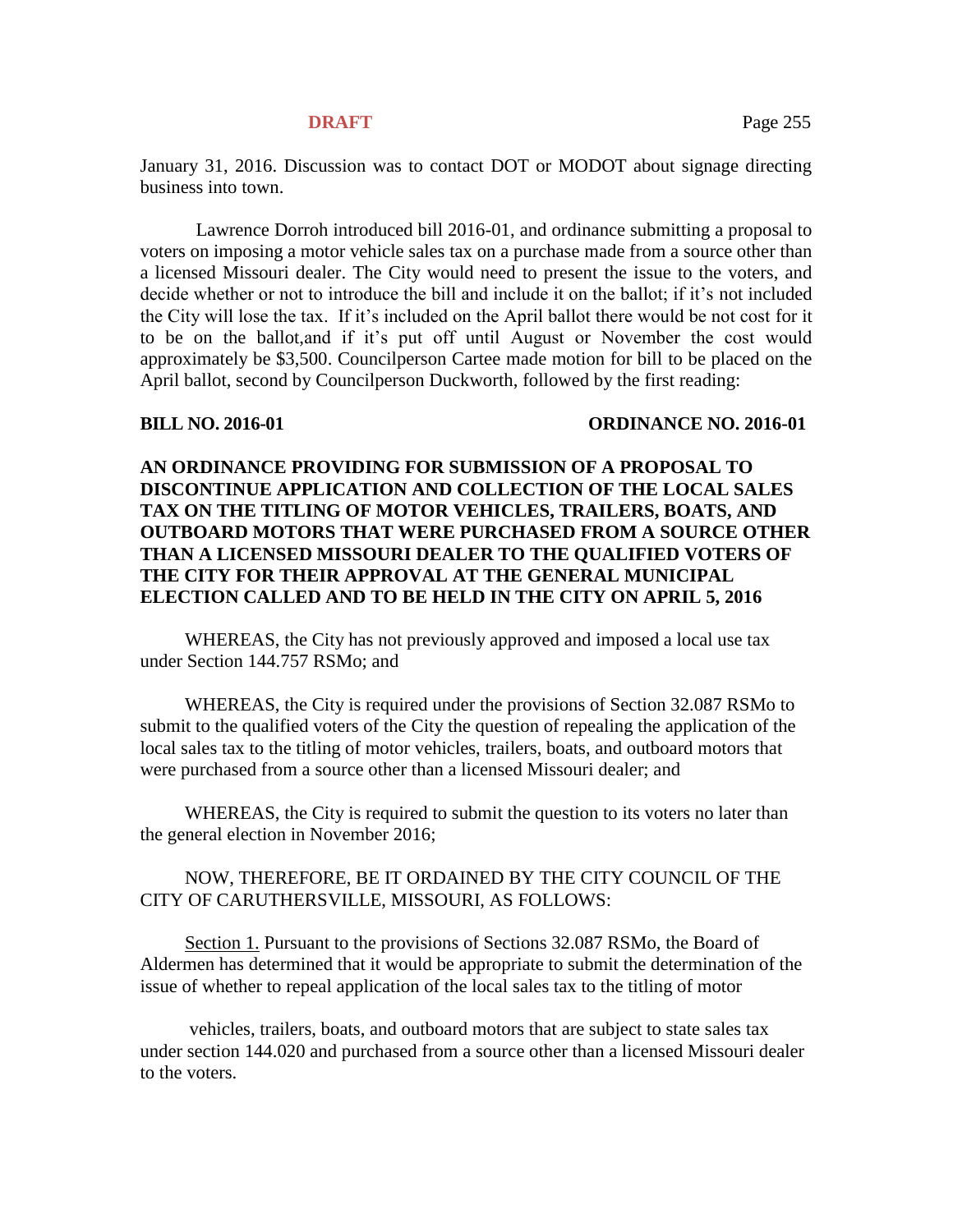January 31, 2016. Discussion was to contact DOT or MODOT about signage directing business into town.

Lawrence Dorroh introduced bill 2016-01, and ordinance submitting a proposal to voters on imposing a motor vehicle sales tax on a purchase made from a source other than a licensed Missouri dealer. The City would need to present the issue to the voters, and decide whether or not to introduce the bill and include it on the ballot; if it's not included the City will lose the tax. If it's included on the April ballot there would be not cost for it to be on the ballot,and if it's put off until August or November the cost would approximately be $3,500. Councilperson Cartee made motion for bill to be placed on the April ballot, second by Councilperson Duckworth, followed by the first reading:

**BILL NO. 2016-01** **ORDINANCE NO. 2016-01**

**AN ORDINANCE PROVIDING FOR SUBMISSION OF A PROPOSAL TO DISCONTINUE APPLICATION AND COLLECTION OF THE LOCAL SALES TAX ON THE TITLING OF MOTOR VEHICLES, TRAILERS, BOATS, AND OUTBOARD MOTORS THAT WERE PURCHASED FROM A SOURCE OTHER THAN A LICENSED MISSOURI DEALER TO THE QUALIFIED VOTERS OF THE CITY FOR THEIR APPROVAL AT THE GENERAL MUNICIPAL ELECTION CALLED AND TO BE HELD IN THE CITY ON APRIL 5, 2016**

WHEREAS, the City has not previously approved and imposed a local use tax under Section 144.757 RSMo; and

WHEREAS, the City is required under the provisions of Section 32.087 RSMo to submit to the qualified voters of the City the question of repealing the application of the local sales tax to the titling of motor vehicles, trailers, boats, and outboard motors that were purchased from a source other than a licensed Missouri dealer; and

WHEREAS, the City is required to submit the question to its voters no later than the general election in November 2016;

NOW, THEREFORE, BE IT ORDAINED BY THE CITY COUNCIL OF THE CITY OF CARUTHERSVILLE, MISSOURI, AS FOLLOWS:

Section 1. Pursuant to the provisions of Sections 32.087 RSMo, the Board of Aldermen has determined that it would be appropriate to submit the determination of the issue of whether to repeal application of the local sales tax to the titling of motor vehicles, trailers, boats, and outboard motors that are subject to state sales tax under section 144.020 and purchased from a source other than a licensed Missouri dealer to the voters.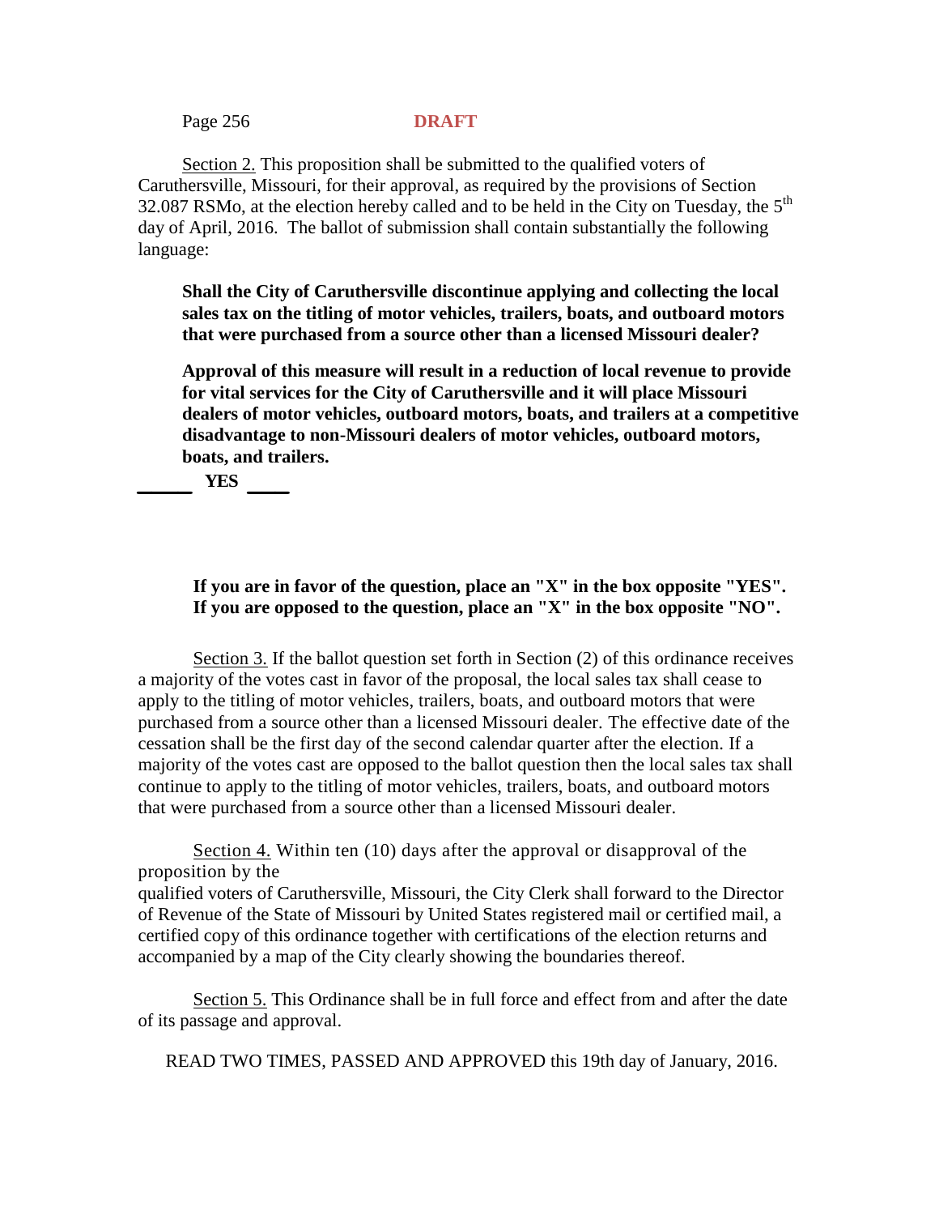**DRAFT**

<u>Section 2.</u> This proposition shall be submitted to the qualified voters of Caruthersville, Missouri, for their approval, as required by the provisions of Section 32.087 RSMo, at the election hereby called and to be held in the City on Tuesday, the 5th day of April, 2016. The ballot of submission shall contain substantially the following language:

**Shall the City of Caruthersville discontinue applying and collecting the local sales tax on the titling of motor vehicles, trailers, boats, and outboard motors that were purchased from a source other than a licensed Missouri dealer?**

**Approval of this measure will result in a reduction of local revenue to provide for vital services for the City of Caruthersville and it will place Missouri dealers of motor vehicles, outboard motors, boats, and trailers at a competitive disadvantage to non-Missouri dealers of motor vehicles, outboard motors, boats, and trailers.**

______ **YES** ____

**If you are in favor of the question, place an "X" in the box opposite "YES". If you are opposed to the question, place an "X" in the box opposite "NO".**

<u>Section 3.</u> If the ballot question set forth in Section (2) of this ordinance receives a majority of the votes cast in favor of the proposal, the local sales tax shall cease to apply to the titling of motor vehicles, trailers, boats, and outboard motors that were purchased from a source other than a licensed Missouri dealer. The effective date of the cessation shall be the first day of the second calendar quarter after the election. If a majority of the votes cast are opposed to the ballot question then the local sales tax shall continue to apply to the titling of motor vehicles, trailers, boats, and outboard motors that were purchased from a source other than a licensed Missouri dealer.

<u>Section 4.</u> Within ten (10) days after the approval or disapproval of the proposition by the qualified voters of Caruthersville, Missouri, the City Clerk shall forward to the Director of Revenue of the State of Missouri by United States registered mail or certified mail, a certified copy of this ordinance together with certifications of the election returns and accompanied by a map of the City clearly showing the boundaries thereof.

<u>Section 5.</u> This Ordinance shall be in full force and effect from and after the date of its passage and approval.

READ TWO TIMES, PASSED AND APPROVED this 19th day of January, 2016.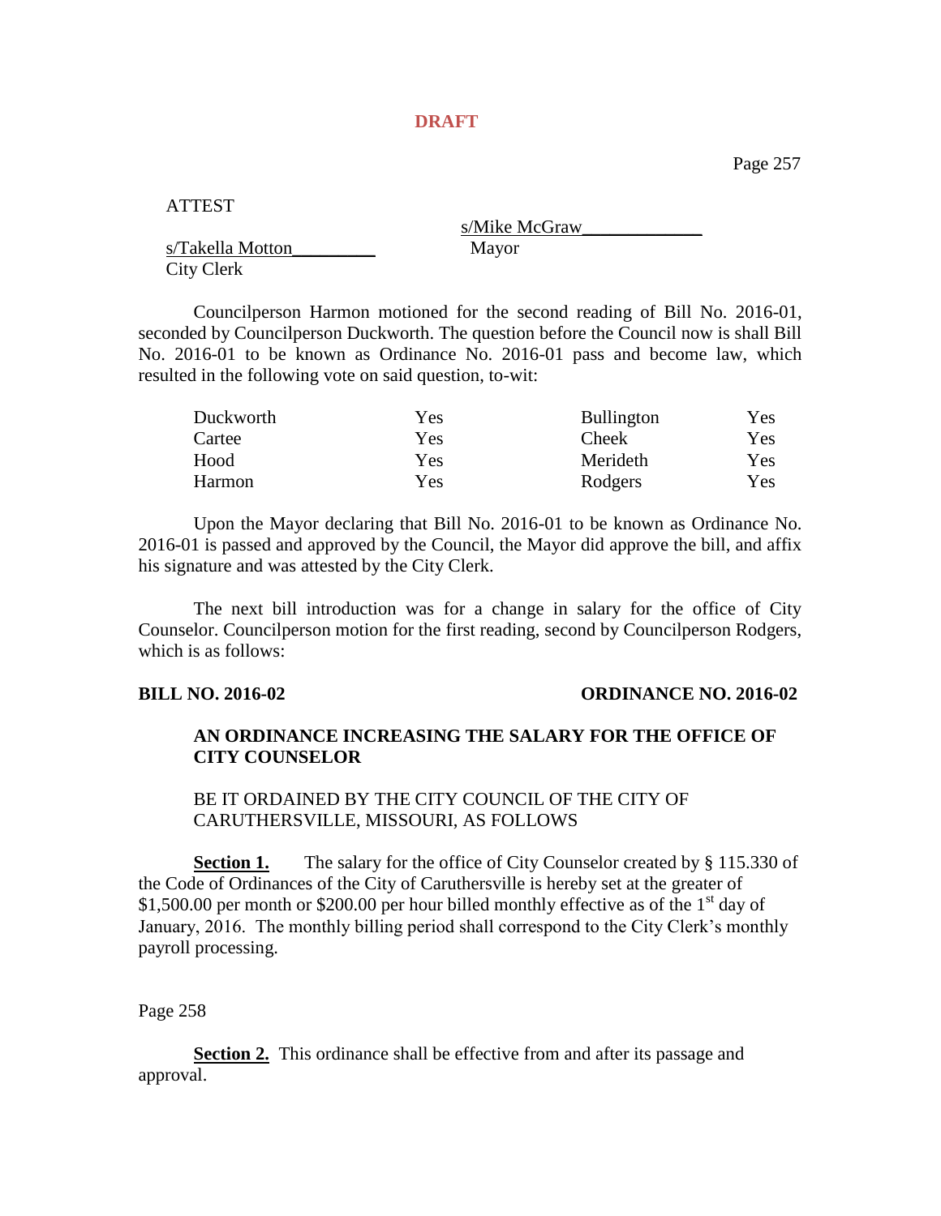**DRAFT**

ATTEST

s/Mike McGraw_____________
Mayor

s/Takella Motton_________
City Clerk

Councilperson Harmon motioned for the second reading of Bill No. 2016-01, seconded by Councilperson Duckworth. The question before the Council now is shall Bill No. 2016-01 to be known as Ordinance No. 2016-01 pass and become law, which resulted in the following vote on said question, to-wit:

| | | | |
|---|---|---|---|
| Duckworth | Yes | Bullington | Yes |
| Cartee | Yes | Cheek | Yes |
| Hood | Yes | Merideth | Yes |
| Harmon | Yes | Rodgers | Yes |

Upon the Mayor declaring that Bill No. 2016-01 to be known as Ordinance No. 2016-01 is passed and approved by the Council, the Mayor did approve the bill, and affix his signature and was attested by the City Clerk.

The next bill introduction was for a change in salary for the office of City Counselor. Councilperson motion for the first reading, second by Councilperson Rodgers, which is as follows:

**BILL NO. 2016-02** **ORDINANCE NO. 2016-02**

**AN ORDINANCE INCREASING THE SALARY FOR THE OFFICE OF CITY COUNSELOR**

BE IT ORDAINED BY THE CITY COUNCIL OF THE CITY OF CARUTHERSVILLE, MISSOURI, AS FOLLOWS

**Section 1.** The salary for the office of City Counselor created by § 115.330 of the Code of Ordinances of the City of Caruthersville is hereby set at the greater of $1,500.00 per month or $200.00 per hour billed monthly effective as of the 1st day of January, 2016. The monthly billing period shall correspond to the City Clerk's monthly payroll processing.

**Section 2.** This ordinance shall be effective from and after its passage and approval.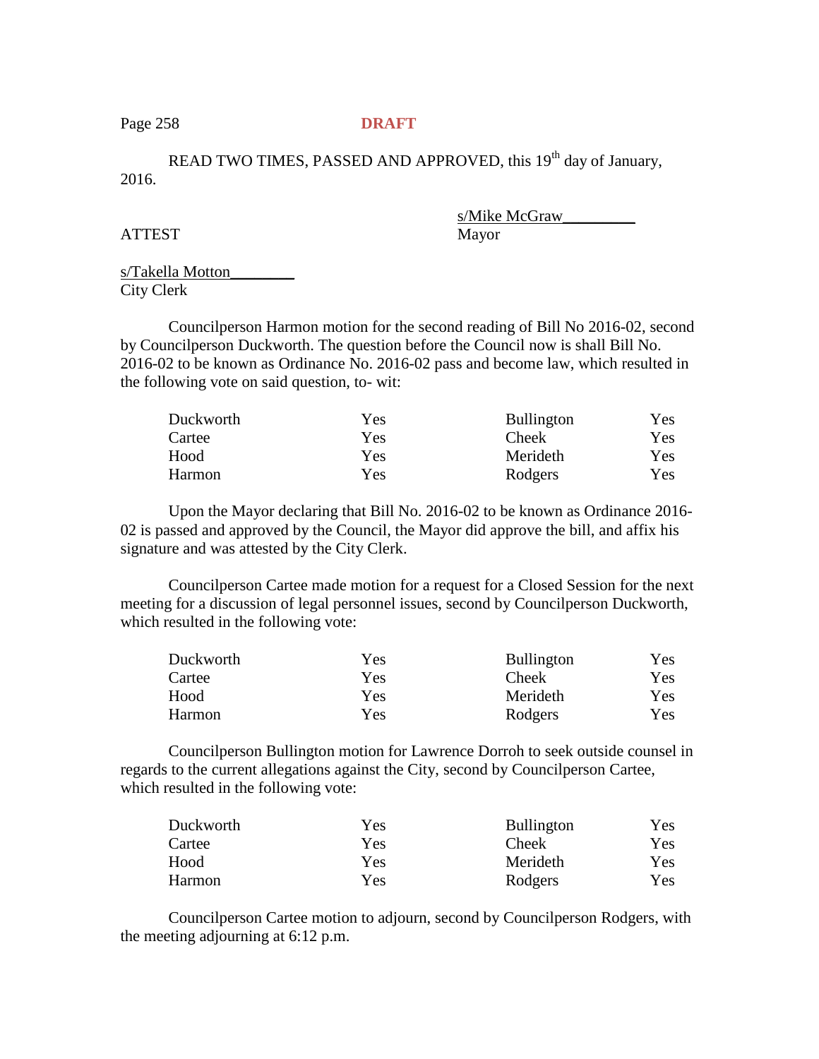**DRAFT**

READ TWO TIMES, PASSED AND APPROVED, this 19th day of January, 2016.

ATTEST

s/Mike McGraw_________
Mayor

s/Takella Motton________
City Clerk

Councilperson Harmon motion for the second reading of Bill No 2016-02, second by Councilperson Duckworth. The question before the Council now is shall Bill No. 2016-02 to be known as Ordinance No. 2016-02 pass and become law, which resulted in the following vote on said question, to- wit:

| | | | |
|---|---|---|---|
| Duckworth | Yes | Bullington | Yes |
| Cartee | Yes | Cheek | Yes |
| Hood | Yes | Merideth | Yes |
| Harmon | Yes | Rodgers | Yes |

Upon the Mayor declaring that Bill No. 2016-02 to be known as Ordinance 2016-02 is passed and approved by the Council, the Mayor did approve the bill, and affix his signature and was attested by the City Clerk.

Councilperson Cartee made motion for a request for a Closed Session for the next meeting for a discussion of legal personnel issues, second by Councilperson Duckworth, which resulted in the following vote:

| | | | |
|---|---|---|---|
| Duckworth | Yes | Bullington | Yes |
| Cartee | Yes | Cheek | Yes |
| Hood | Yes | Merideth | Yes |
| Harmon | Yes | Rodgers | Yes |

Councilperson Bullington motion for Lawrence Dorroh to seek outside counsel in regards to the current allegations against the City, second by Councilperson Cartee, which resulted in the following vote:

| | | | |
|---|---|---|---|
| Duckworth | Yes | Bullington | Yes |
| Cartee | Yes | Cheek | Yes |
| Hood | Yes | Merideth | Yes |
| Harmon | Yes | Rodgers | Yes |

Councilperson Cartee motion to adjourn, second by Councilperson Rodgers, with the meeting adjourning at 6:12 p.m.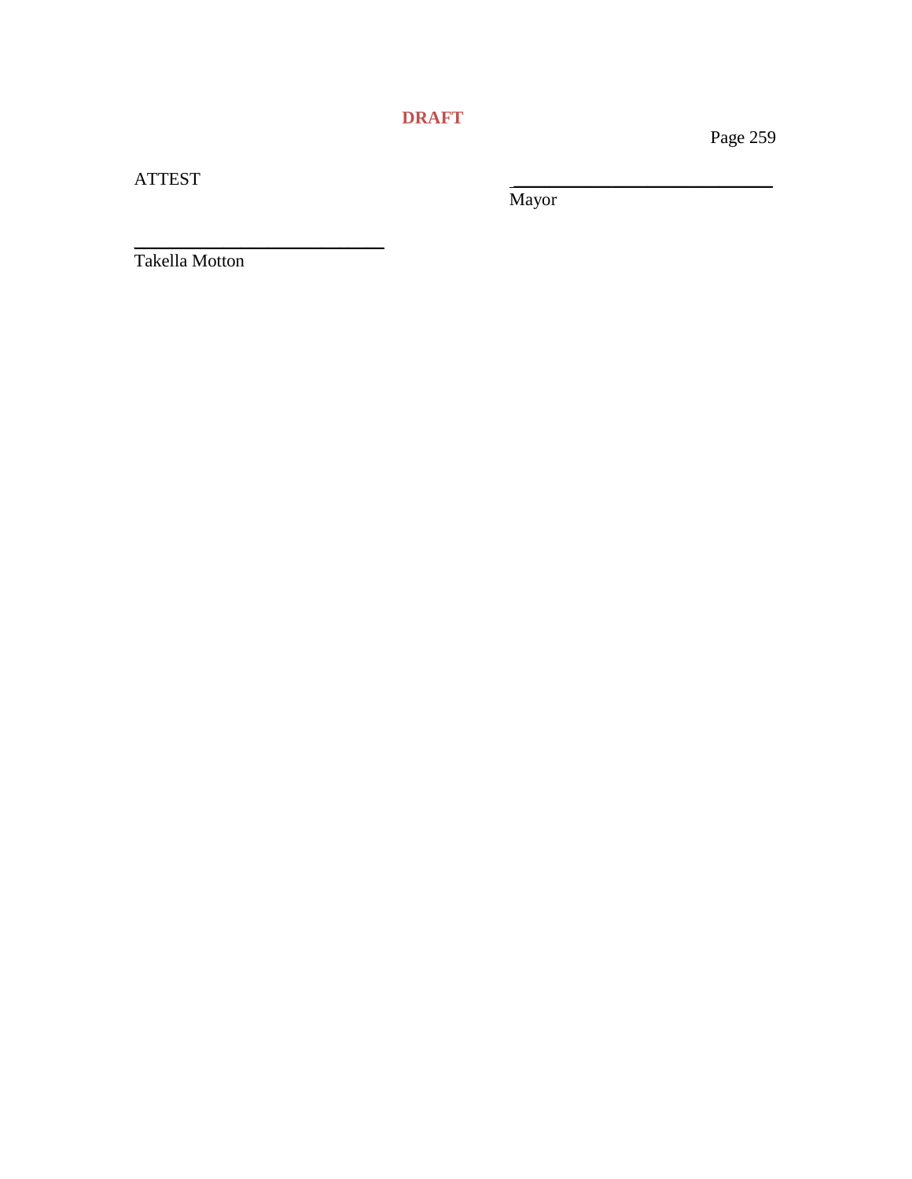**DRAFT**

ATTEST

_____________________________
Mayor

_____________________________
Takella Motton